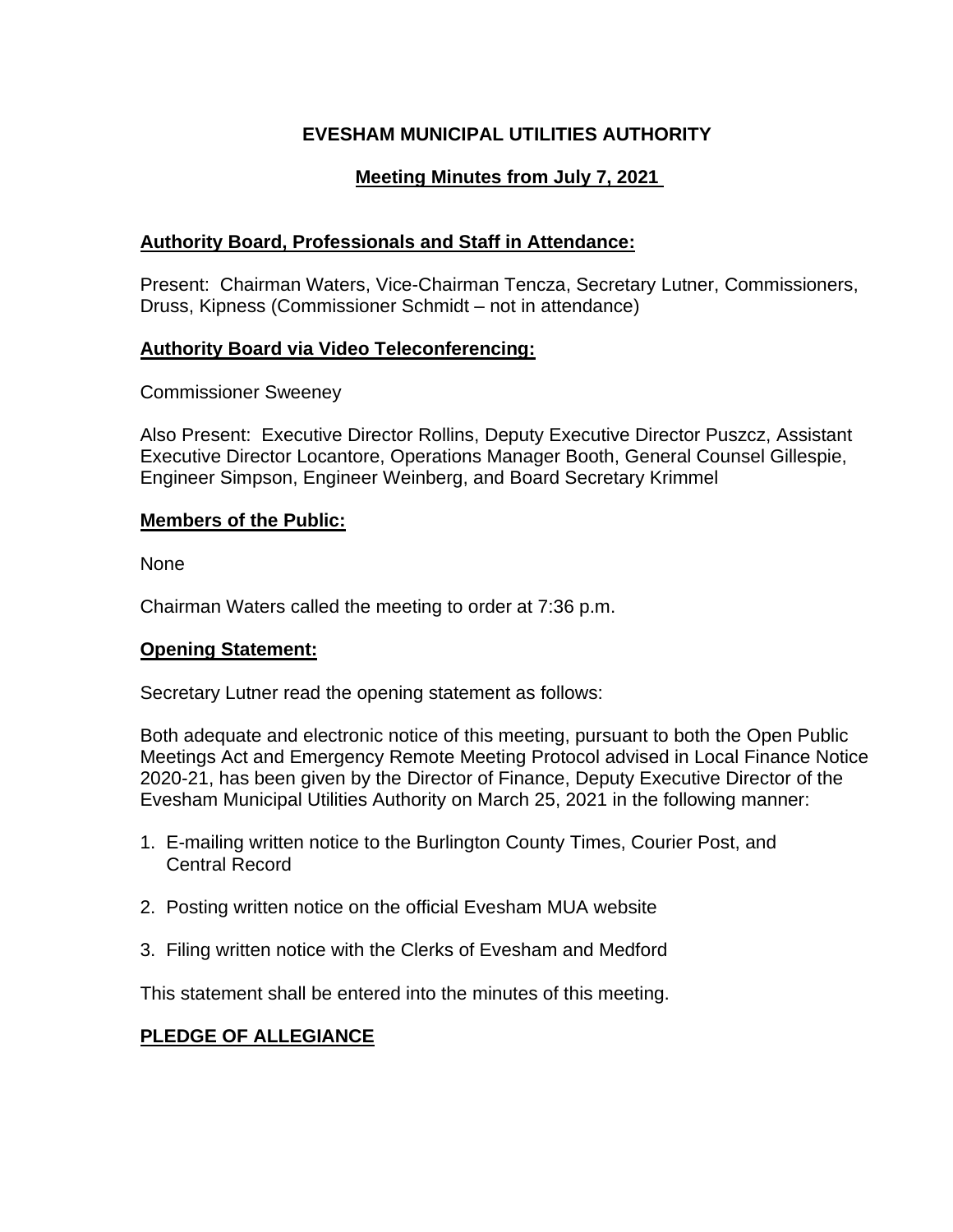# EVESHAM MUNICIPAL UTILITIES AUTHORITY

## Meeting Minutes from July 7, 2021

### Authority Board, Professionals and Staff in Attendance:

Present: Chairman Waters, Vice-Chairman Tencza, Secretary Lutner, Commissioners, Druss, Kipness (Commissioner Schmidt – not in attendance)

### Authority Board via Video Teleconferencing:

Commissioner Sweeney

Also Present: Executive Director Rollins, Deputy Executive Director Puszcz, Assistant Executive Director Locantore, Operations Manager Booth, General Counsel Gillespie, Engineer Simpson, Engineer Weinberg, and Board Secretary Krimmel

### Members of the Public:

None

Chairman Waters called the meeting to order at 7:36 p.m.

### Opening Statement:

Secretary Lutner read the opening statement as follows:

Both adequate and electronic notice of this meeting, pursuant to both the Open Public Meetings Act and Emergency Remote Meeting Protocol advised in Local Finance Notice 2020-21, has been given by the Director of Finance, Deputy Executive Director of the Evesham Municipal Utilities Authority on March 25, 2021 in the following manner:

1. E-mailing written notice to the Burlington County Times, Courier Post, and Central Record

2. Posting written notice on the official Evesham MUA website

3. Filing written notice with the Clerks of Evesham and Medford

This statement shall be entered into the minutes of this meeting.

### PLEDGE OF ALLEGIANCE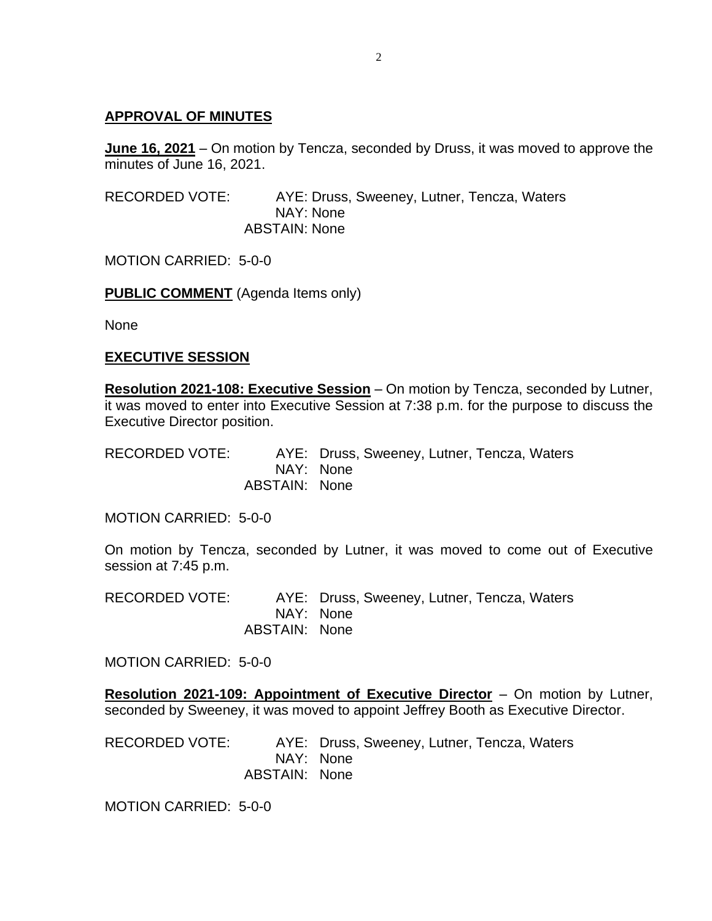## APPROVAL OF MINUTES

**June 16, 2021** – On motion by Tencza, seconded by Druss, it was moved to approve the minutes of June 16, 2021.

RECORDED VOTE: AYE: Druss, Sweeney, Lutner, Tencza, Waters
NAY: None
ABSTAIN: None

MOTION CARRIED: 5-0-0

**PUBLIC COMMENT** (Agenda Items only)

None

## EXECUTIVE SESSION

**Resolution 2021-108: Executive Session** – On motion by Tencza, seconded by Lutner, it was moved to enter into Executive Session at 7:38 p.m. for the purpose to discuss the Executive Director position.

RECORDED VOTE: AYE: Druss, Sweeney, Lutner, Tencza, Waters
NAY: None
ABSTAIN: None

MOTION CARRIED: 5-0-0

On motion by Tencza, seconded by Lutner, it was moved to come out of Executive session at 7:45 p.m.

RECORDED VOTE: AYE: Druss, Sweeney, Lutner, Tencza, Waters
NAY: None
ABSTAIN: None

MOTION CARRIED: 5-0-0

**Resolution 2021-109: Appointment of Executive Director** – On motion by Lutner, seconded by Sweeney, it was moved to appoint Jeffrey Booth as Executive Director.

RECORDED VOTE: AYE: Druss, Sweeney, Lutner, Tencza, Waters
NAY: None
ABSTAIN: None

MOTION CARRIED: 5-0-0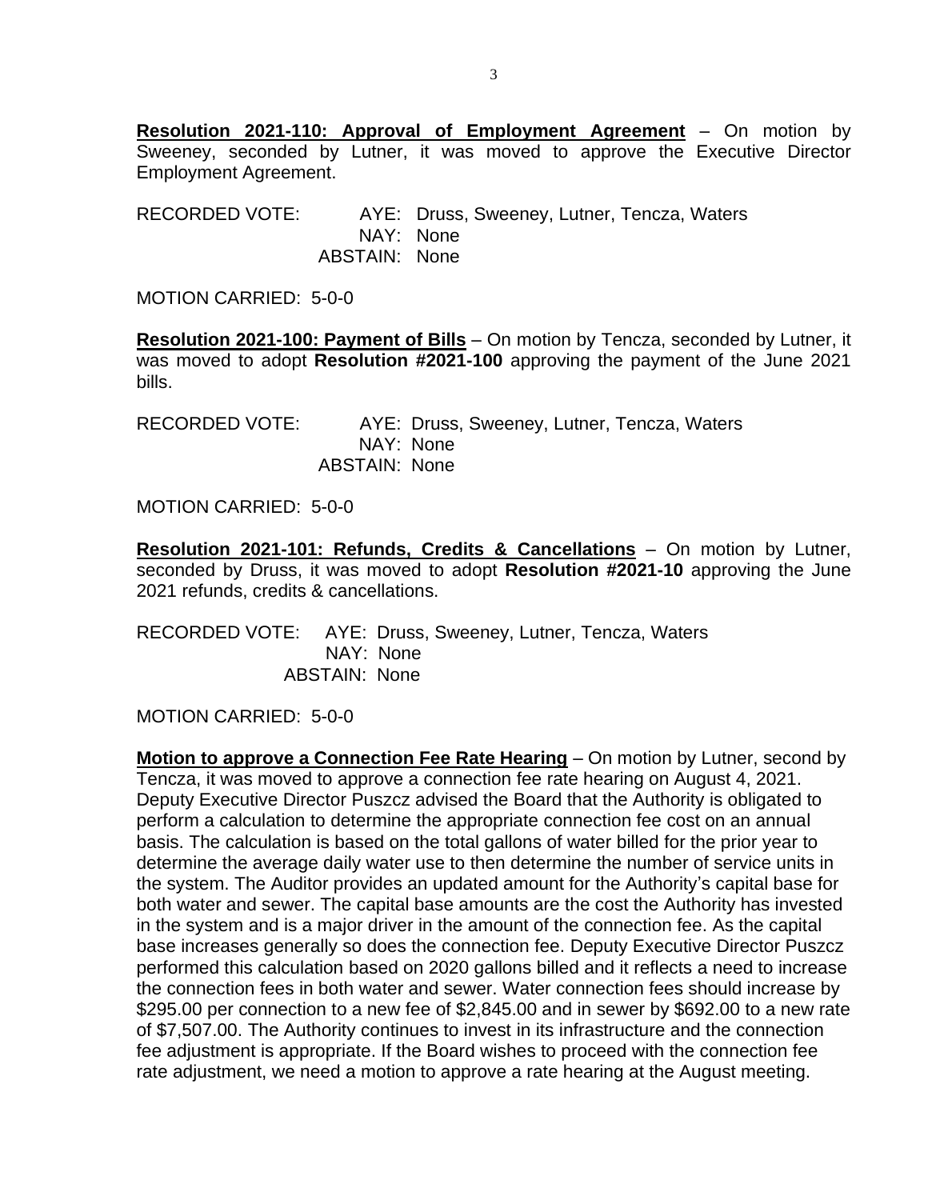**Resolution 2021-110: Approval of Employment Agreement** – On motion by Sweeney, seconded by Lutner, it was moved to approve the Executive Director Employment Agreement.

RECORDED VOTE: AYE: Druss, Sweeney, Lutner, Tencza, Waters
NAY: None
ABSTAIN: None

MOTION CARRIED: 5-0-0

**Resolution 2021-100: Payment of Bills** – On motion by Tencza, seconded by Lutner, it was moved to adopt **Resolution #2021-100** approving the payment of the June 2021 bills.

RECORDED VOTE: AYE: Druss, Sweeney, Lutner, Tencza, Waters
NAY: None
ABSTAIN: None

MOTION CARRIED: 5-0-0

**Resolution 2021-101: Refunds, Credits & Cancellations** – On motion by Lutner, seconded by Druss, it was moved to adopt **Resolution #2021-10** approving the June 2021 refunds, credits & cancellations.

RECORDED VOTE: AYE: Druss, Sweeney, Lutner, Tencza, Waters
NAY: None
ABSTAIN: None

MOTION CARRIED: 5-0-0

**Motion to approve a Connection Fee Rate Hearing** – On motion by Lutner, second by Tencza, it was moved to approve a connection fee rate hearing on August 4, 2021. Deputy Executive Director Puszcz advised the Board that the Authority is obligated to perform a calculation to determine the appropriate connection fee cost on an annual basis. The calculation is based on the total gallons of water billed for the prior year to determine the average daily water use to then determine the number of service units in the system. The Auditor provides an updated amount for the Authority's capital base for both water and sewer. The capital base amounts are the cost the Authority has invested in the system and is a major driver in the amount of the connection fee. As the capital base increases generally so does the connection fee. Deputy Executive Director Puszcz performed this calculation based on 2020 gallons billed and it reflects a need to increase the connection fees in both water and sewer. Water connection fees should increase by $295.00 per connection to a new fee of $2,845.00 and in sewer by $692.00 to a new rate of $7,507.00. The Authority continues to invest in its infrastructure and the connection fee adjustment is appropriate. If the Board wishes to proceed with the connection fee rate adjustment, we need a motion to approve a rate hearing at the August meeting.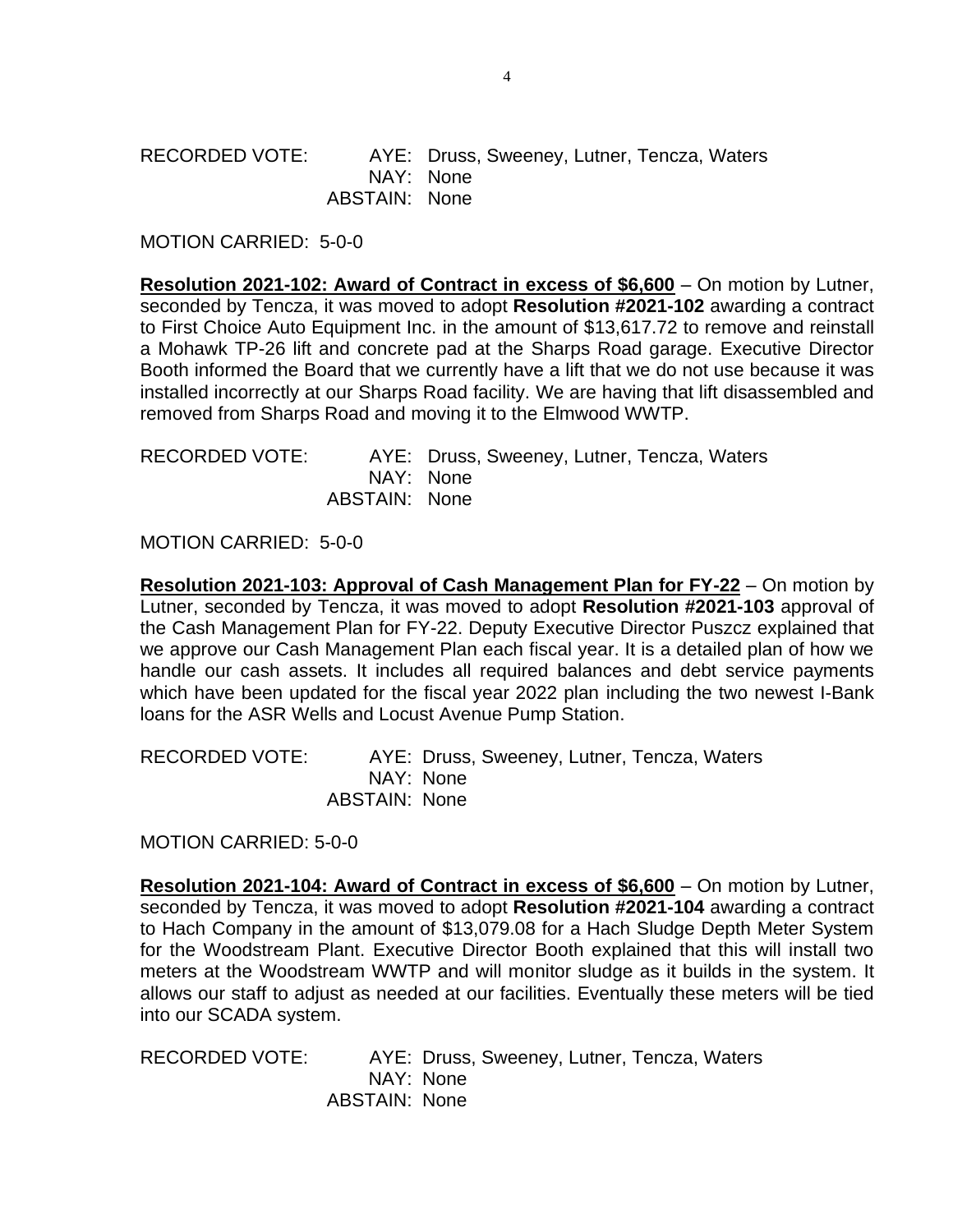RECORDED VOTE: AYE: Druss, Sweeney, Lutner, Tencza, Waters
NAY: None
ABSTAIN: None

MOTION CARRIED: 5-0-0

**Resolution 2021-102: Award of Contract in excess of $6,600** – On motion by Lutner, seconded by Tencza, it was moved to adopt **Resolution #2021-102** awarding a contract to First Choice Auto Equipment Inc. in the amount of $13,617.72 to remove and reinstall a Mohawk TP-26 lift and concrete pad at the Sharps Road garage. Executive Director Booth informed the Board that we currently have a lift that we do not use because it was installed incorrectly at our Sharps Road facility. We are having that lift disassembled and removed from Sharps Road and moving it to the Elmwood WWTP.

RECORDED VOTE: AYE: Druss, Sweeney, Lutner, Tencza, Waters
NAY: None
ABSTAIN: None

MOTION CARRIED: 5-0-0

**Resolution 2021-103: Approval of Cash Management Plan for FY-22** – On motion by Lutner, seconded by Tencza, it was moved to adopt **Resolution #2021-103** approval of the Cash Management Plan for FY-22. Deputy Executive Director Puszcz explained that we approve our Cash Management Plan each fiscal year. It is a detailed plan of how we handle our cash assets. It includes all required balances and debt service payments which have been updated for the fiscal year 2022 plan including the two newest I-Bank loans for the ASR Wells and Locust Avenue Pump Station.

RECORDED VOTE: AYE: Druss, Sweeney, Lutner, Tencza, Waters
NAY: None
ABSTAIN: None

MOTION CARRIED: 5-0-0

**Resolution 2021-104: Award of Contract in excess of $6,600** – On motion by Lutner, seconded by Tencza, it was moved to adopt **Resolution #2021-104** awarding a contract to Hach Company in the amount of $13,079.08 for a Hach Sludge Depth Meter System for the Woodstream Plant. Executive Director Booth explained that this will install two meters at the Woodstream WWTP and will monitor sludge as it builds in the system. It allows our staff to adjust as needed at our facilities. Eventually these meters will be tied into our SCADA system.

RECORDED VOTE: AYE: Druss, Sweeney, Lutner, Tencza, Waters
NAY: None
ABSTAIN: None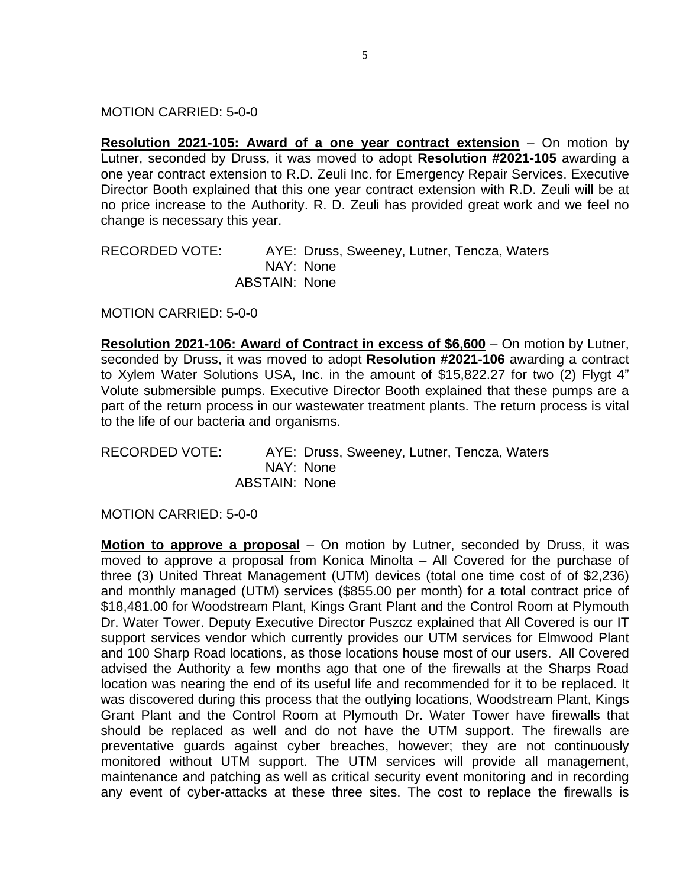MOTION CARRIED: 5-0-0

**Resolution 2021-105: Award of a one year contract extension** – On motion by Lutner, seconded by Druss, it was moved to adopt **Resolution #2021-105** awarding a one year contract extension to R.D. Zeuli Inc. for Emergency Repair Services. Executive Director Booth explained that this one year contract extension with R.D. Zeuli will be at no price increase to the Authority. R. D. Zeuli has provided great work and we feel no change is necessary this year.

RECORDED VOTE: AYE: Druss, Sweeney, Lutner, Tencza, Waters
NAY: None
ABSTAIN: None

MOTION CARRIED: 5-0-0

**Resolution 2021-106: Award of Contract in excess of $6,600** – On motion by Lutner, seconded by Druss, it was moved to adopt **Resolution #2021-106** awarding a contract to Xylem Water Solutions USA, Inc. in the amount of $15,822.27 for two (2) Flygt 4" Volute submersible pumps. Executive Director Booth explained that these pumps are a part of the return process in our wastewater treatment plants. The return process is vital to the life of our bacteria and organisms.

RECORDED VOTE: AYE: Druss, Sweeney, Lutner, Tencza, Waters
NAY: None
ABSTAIN: None

MOTION CARRIED: 5-0-0

**Motion to approve a proposal** – On motion by Lutner, seconded by Druss, it was moved to approve a proposal from Konica Minolta – All Covered for the purchase of three (3) United Threat Management (UTM) devices (total one time cost of of $2,236) and monthly managed (UTM) services ($855.00 per month) for a total contract price of $18,481.00 for Woodstream Plant, Kings Grant Plant and the Control Room at Plymouth Dr. Water Tower. Deputy Executive Director Puszcz explained that All Covered is our IT support services vendor which currently provides our UTM services for Elmwood Plant and 100 Sharp Road locations, as those locations house most of our users. All Covered advised the Authority a few months ago that one of the firewalls at the Sharps Road location was nearing the end of its useful life and recommended for it to be replaced. It was discovered during this process that the outlying locations, Woodstream Plant, Kings Grant Plant and the Control Room at Plymouth Dr. Water Tower have firewalls that should be replaced as well and do not have the UTM support. The firewalls are preventative guards against cyber breaches, however; they are not continuously monitored without UTM support. The UTM services will provide all management, maintenance and patching as well as critical security event monitoring and in recording any event of cyber-attacks at these three sites. The cost to replace the firewalls is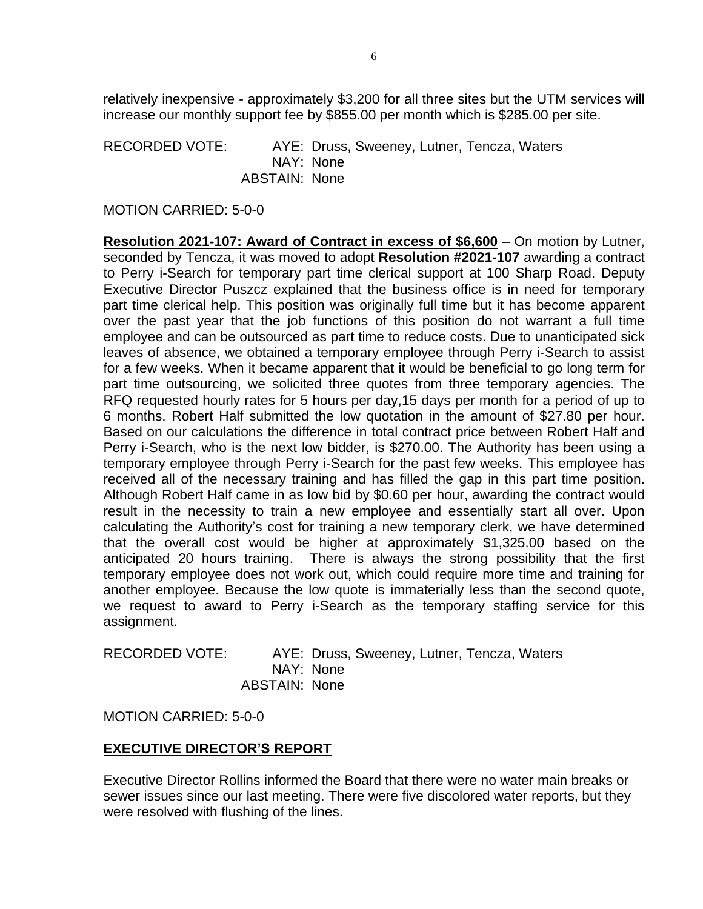relatively inexpensive - approximately $3,200 for all three sites but the UTM services will increase our monthly support fee by $855.00 per month which is $285.00 per site.

RECORDED VOTE: AYE: Druss, Sweeney, Lutner, Tencza, Waters
NAY: None
ABSTAIN: None

MOTION CARRIED: 5-0-0

**Resolution 2021-107: Award of Contract in excess of $6,600** – On motion by Lutner, seconded by Tencza, it was moved to adopt **Resolution #2021-107** awarding a contract to Perry i-Search for temporary part time clerical support at 100 Sharp Road. Deputy Executive Director Puszcz explained that the business office is in need for temporary part time clerical help. This position was originally full time but it has become apparent over the past year that the job functions of this position do not warrant a full time employee and can be outsourced as part time to reduce costs. Due to unanticipated sick leaves of absence, we obtained a temporary employee through Perry i-Search to assist for a few weeks. When it became apparent that it would be beneficial to go long term for part time outsourcing, we solicited three quotes from three temporary agencies. The RFQ requested hourly rates for 5 hours per day,15 days per month for a period of up to 6 months. Robert Half submitted the low quotation in the amount of $27.80 per hour. Based on our calculations the difference in total contract price between Robert Half and Perry i-Search, who is the next low bidder, is $270.00. The Authority has been using a temporary employee through Perry i-Search for the past few weeks. This employee has received all of the necessary training and has filled the gap in this part time position. Although Robert Half came in as low bid by $0.60 per hour, awarding the contract would result in the necessity to train a new employee and essentially start all over. Upon calculating the Authority's cost for training a new temporary clerk, we have determined that the overall cost would be higher at approximately $1,325.00 based on the anticipated 20 hours training. There is always the strong possibility that the first temporary employee does not work out, which could require more time and training for another employee. Because the low quote is immaterially less than the second quote, we request to award to Perry i-Search as the temporary staffing service for this assignment.

RECORDED VOTE: AYE: Druss, Sweeney, Lutner, Tencza, Waters
NAY: None
ABSTAIN: None

MOTION CARRIED: 5-0-0

## EXECUTIVE DIRECTOR'S REPORT

Executive Director Rollins informed the Board that there were no water main breaks or sewer issues since our last meeting. There were five discolored water reports, but they were resolved with flushing of the lines.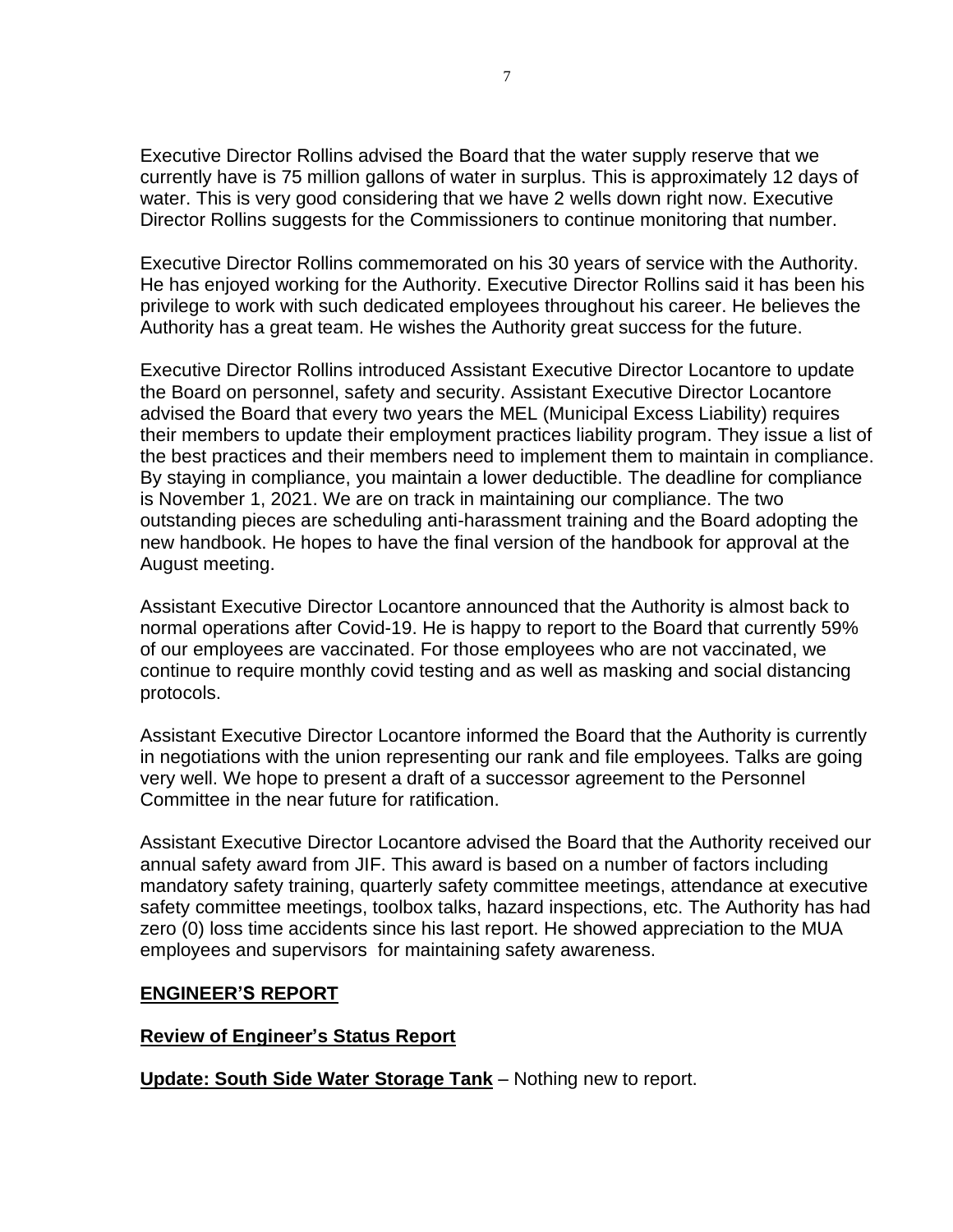Executive Director Rollins advised the Board that the water supply reserve that we currently have is 75 million gallons of water in surplus. This is approximately 12 days of water. This is very good considering that we have 2 wells down right now. Executive Director Rollins suggests for the Commissioners to continue monitoring that number.

Executive Director Rollins commemorated on his 30 years of service with the Authority. He has enjoyed working for the Authority. Executive Director Rollins said it has been his privilege to work with such dedicated employees throughout his career. He believes the Authority has a great team. He wishes the Authority great success for the future.

Executive Director Rollins introduced Assistant Executive Director Locantore to update the Board on personnel, safety and security. Assistant Executive Director Locantore advised the Board that every two years the MEL (Municipal Excess Liability) requires their members to update their employment practices liability program. They issue a list of the best practices and their members need to implement them to maintain in compliance. By staying in compliance, you maintain a lower deductible. The deadline for compliance is November 1, 2021. We are on track in maintaining our compliance. The two outstanding pieces are scheduling anti-harassment training and the Board adopting the new handbook. He hopes to have the final version of the handbook for approval at the August meeting.

Assistant Executive Director Locantore announced that the Authority is almost back to normal operations after Covid-19. He is happy to report to the Board that currently 59% of our employees are vaccinated. For those employees who are not vaccinated, we continue to require monthly covid testing and as well as masking and social distancing protocols.

Assistant Executive Director Locantore informed the Board that the Authority is currently in negotiations with the union representing our rank and file employees. Talks are going very well. We hope to present a draft of a successor agreement to the Personnel Committee in the near future for ratification.

Assistant Executive Director Locantore advised the Board that the Authority received our annual safety award from JIF. This award is based on a number of factors including mandatory safety training, quarterly safety committee meetings, attendance at executive safety committee meetings, toolbox talks, hazard inspections, etc. The Authority has had zero (0) loss time accidents since his last report. He showed appreciation to the MUA employees and supervisors for maintaining safety awareness.

## ENGINEER'S REPORT

**Review of Engineer's Status Report**

**Update: South Side Water Storage Tank** – Nothing new to report.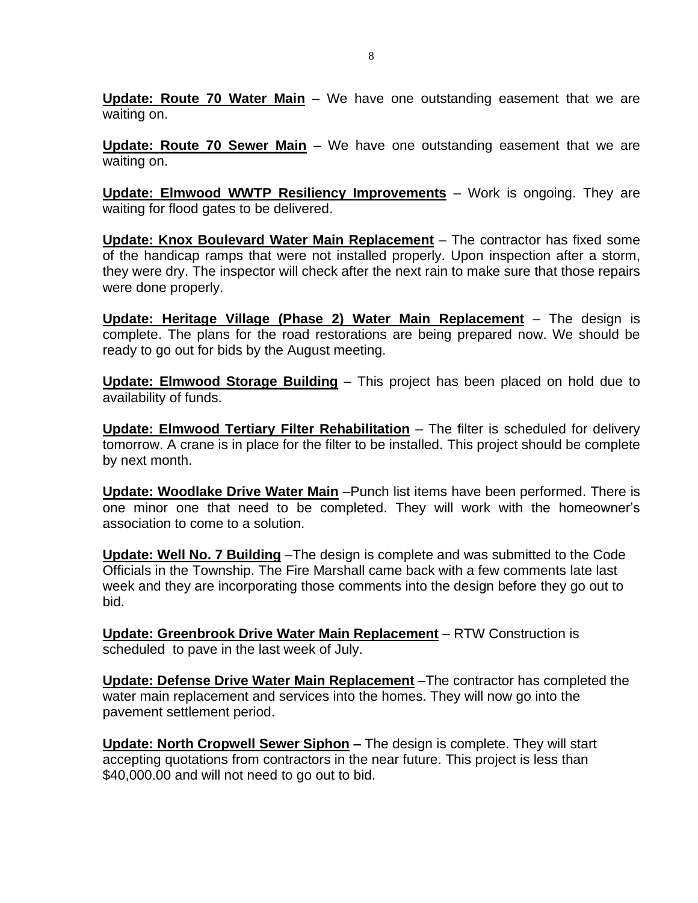**Update: Route 70 Water Main** – We have one outstanding easement that we are waiting on.

**Update: Route 70 Sewer Main** – We have one outstanding easement that we are waiting on.

**Update: Elmwood WWTP Resiliency Improvements** – Work is ongoing. They are waiting for flood gates to be delivered.

**Update: Knox Boulevard Water Main Replacement** – The contractor has fixed some of the handicap ramps that were not installed properly. Upon inspection after a storm, they were dry. The inspector will check after the next rain to make sure that those repairs were done properly.

**Update: Heritage Village (Phase 2) Water Main Replacement** – The design is complete. The plans for the road restorations are being prepared now. We should be ready to go out for bids by the August meeting.

**Update: Elmwood Storage Building** – This project has been placed on hold due to availability of funds.

**Update: Elmwood Tertiary Filter Rehabilitation** – The filter is scheduled for delivery tomorrow. A crane is in place for the filter to be installed. This project should be complete by next month.

**Update: Woodlake Drive Water Main** –Punch list items have been performed. There is one minor one that need to be completed. They will work with the homeowner's association to come to a solution.

**Update: Well No. 7 Building** –The design is complete and was submitted to the Code Officials in the Township. The Fire Marshall came back with a few comments late last week and they are incorporating those comments into the design before they go out to bid.

**Update: Greenbrook Drive Water Main Replacement** – RTW Construction is scheduled to pave in the last week of July.

**Update: Defense Drive Water Main Replacement** –The contractor has completed the water main replacement and services into the homes. They will now go into the pavement settlement period.

**Update: North Cropwell Sewer Siphon –** The design is complete. They will start accepting quotations from contractors in the near future. This project is less than $40,000.00 and will not need to go out to bid.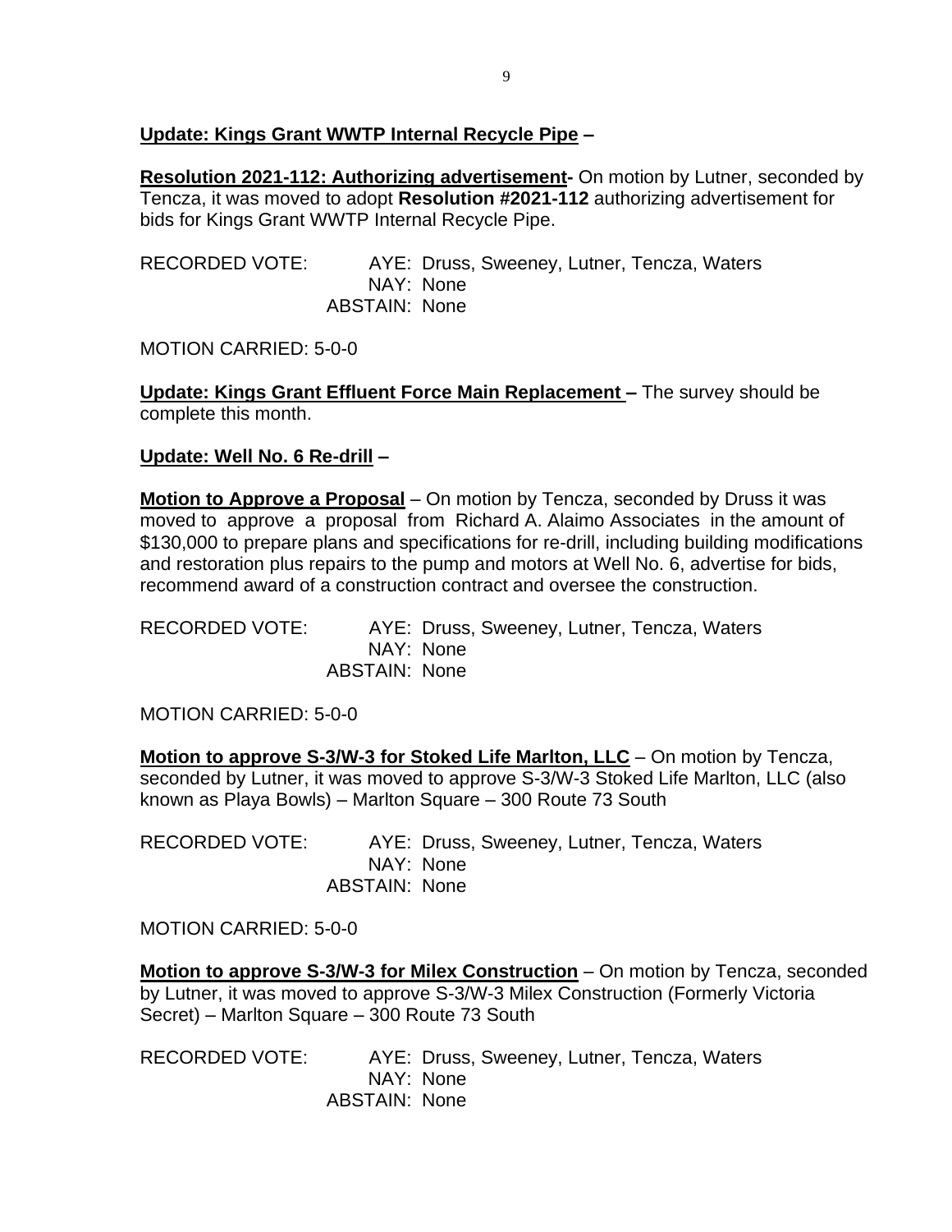**Update: Kings Grant WWTP Internal Recycle Pipe –**

**Resolution 2021-112: Authorizing advertisement-** On motion by Lutner, seconded by Tencza, it was moved to adopt **Resolution #2021-112** authorizing advertisement for bids for Kings Grant WWTP Internal Recycle Pipe.

RECORDED VOTE: AYE: Druss, Sweeney, Lutner, Tencza, Waters
NAY: None
ABSTAIN: None

MOTION CARRIED: 5-0-0

**Update: Kings Grant Effluent Force Main Replacement –** The survey should be complete this month.

**Update: Well No. 6 Re-drill –**

**Motion to Approve a Proposal** – On motion by Tencza, seconded by Druss it was moved to approve a proposal from Richard A. Alaimo Associates in the amount of $130,000 to prepare plans and specifications for re-drill, including building modifications and restoration plus repairs to the pump and motors at Well No. 6, advertise for bids, recommend award of a construction contract and oversee the construction.

RECORDED VOTE: AYE: Druss, Sweeney, Lutner, Tencza, Waters
NAY: None
ABSTAIN: None

MOTION CARRIED: 5-0-0

**Motion to approve S-3/W-3 for Stoked Life Marlton, LLC** – On motion by Tencza, seconded by Lutner, it was moved to approve S-3/W-3 Stoked Life Marlton, LLC (also known as Playa Bowls) – Marlton Square – 300 Route 73 South

RECORDED VOTE: AYE: Druss, Sweeney, Lutner, Tencza, Waters
NAY: None
ABSTAIN: None

MOTION CARRIED: 5-0-0

**Motion to approve S-3/W-3 for Milex Construction** – On motion by Tencza, seconded by Lutner, it was moved to approve S-3/W-3 Milex Construction (Formerly Victoria Secret) – Marlton Square – 300 Route 73 South

RECORDED VOTE: AYE: Druss, Sweeney, Lutner, Tencza, Waters
NAY: None
ABSTAIN: None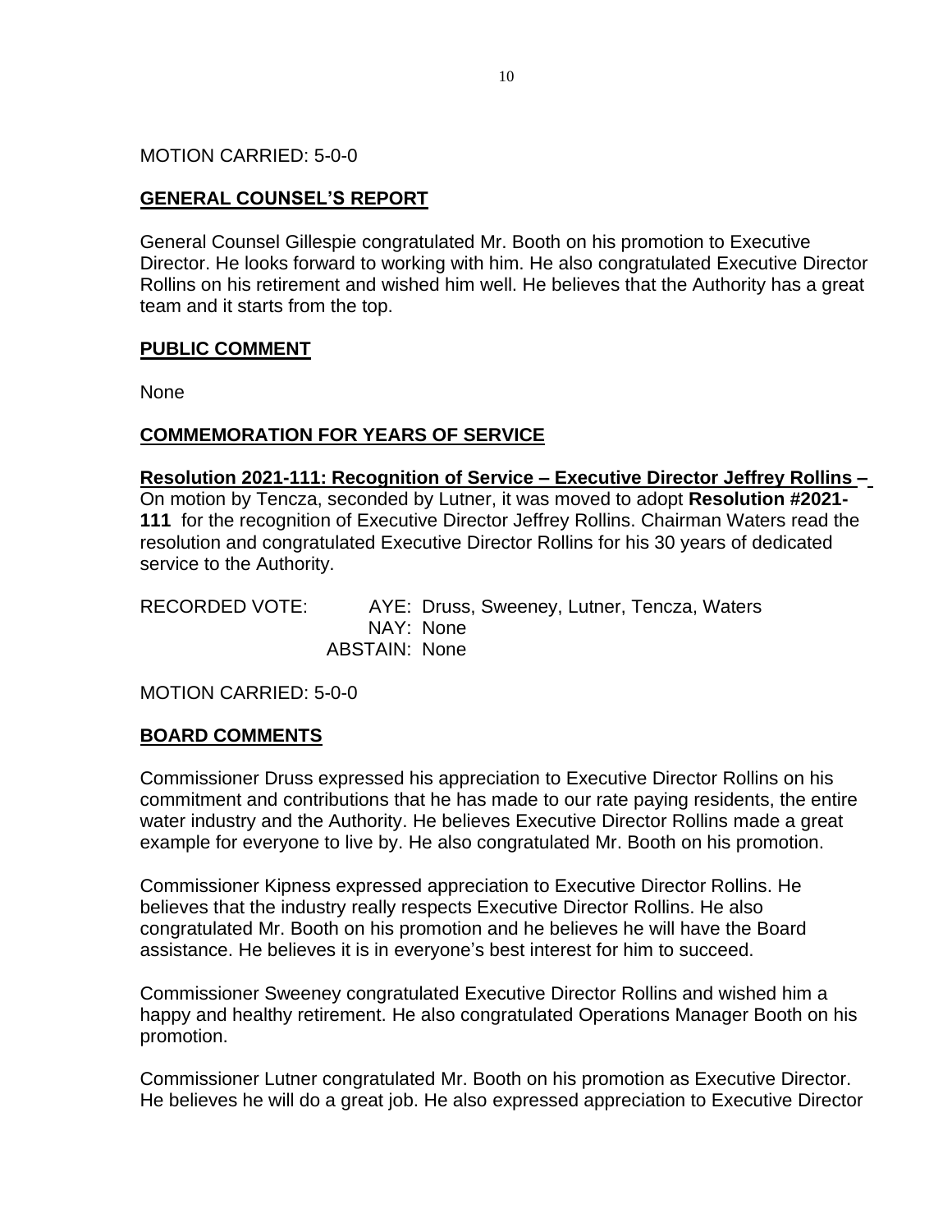MOTION CARRIED: 5-0-0

## GENERAL COUNSEL'S REPORT

General Counsel Gillespie congratulated Mr. Booth on his promotion to Executive Director. He looks forward to working with him. He also congratulated Executive Director Rollins on his retirement and wished him well. He believes that the Authority has a great team and it starts from the top.

## PUBLIC COMMENT

None

## COMMEMORATION FOR YEARS OF SERVICE

**Resolution 2021-111: Recognition of Service – Executive Director Jeffrey Rollins –** On motion by Tencza, seconded by Lutner, it was moved to adopt **Resolution #2021-111** for the recognition of Executive Director Jeffrey Rollins. Chairman Waters read the resolution and congratulated Executive Director Rollins for his 30 years of dedicated service to the Authority.

RECORDED VOTE: AYE: Druss, Sweeney, Lutner, Tencza, Waters
NAY: None
ABSTAIN: None

MOTION CARRIED: 5-0-0

## BOARD COMMENTS

Commissioner Druss expressed his appreciation to Executive Director Rollins on his commitment and contributions that he has made to our rate paying residents, the entire water industry and the Authority. He believes Executive Director Rollins made a great example for everyone to live by. He also congratulated Mr. Booth on his promotion.

Commissioner Kipness expressed appreciation to Executive Director Rollins. He believes that the industry really respects Executive Director Rollins. He also congratulated Mr. Booth on his promotion and he believes he will have the Board assistance. He believes it is in everyone's best interest for him to succeed.

Commissioner Sweeney congratulated Executive Director Rollins and wished him a happy and healthy retirement. He also congratulated Operations Manager Booth on his promotion.

Commissioner Lutner congratulated Mr. Booth on his promotion as Executive Director. He believes he will do a great job. He also expressed appreciation to Executive Director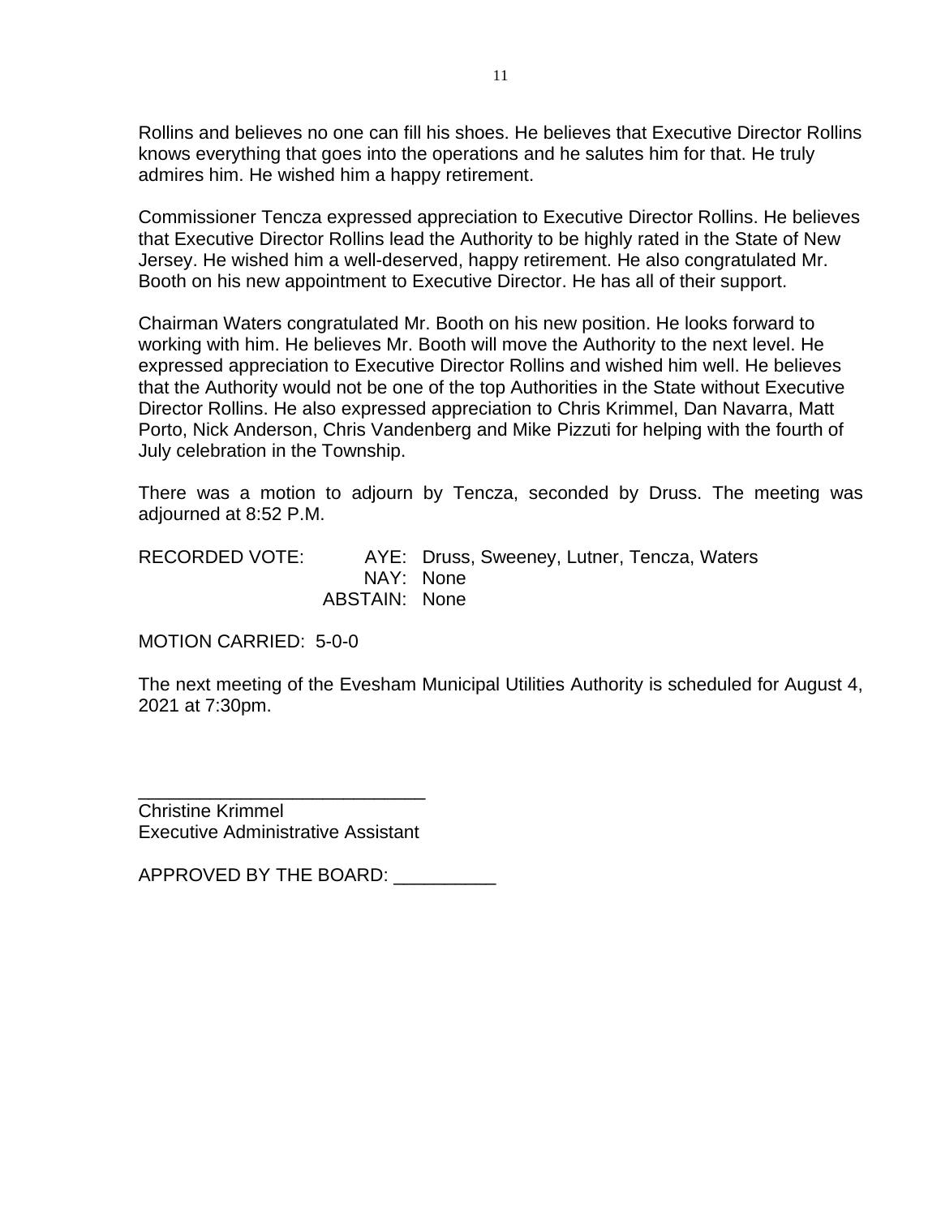Rollins and believes no one can fill his shoes. He believes that Executive Director Rollins knows everything that goes into the operations and he salutes him for that. He truly admires him. He wished him a happy retirement.

Commissioner Tencza expressed appreciation to Executive Director Rollins. He believes that Executive Director Rollins lead the Authority to be highly rated in the State of New Jersey. He wished him a well-deserved, happy retirement. He also congratulated Mr. Booth on his new appointment to Executive Director. He has all of their support.

Chairman Waters congratulated Mr. Booth on his new position. He looks forward to working with him. He believes Mr. Booth will move the Authority to the next level. He expressed appreciation to Executive Director Rollins and wished him well. He believes that the Authority would not be one of the top Authorities in the State without Executive Director Rollins. He also expressed appreciation to Chris Krimmel, Dan Navarra, Matt Porto, Nick Anderson, Chris Vandenberg and Mike Pizzuti for helping with the fourth of July celebration in the Township.

There was a motion to adjourn by Tencza, seconded by Druss. The meeting was adjourned at 8:52 P.M.

| | | |
|---|---|---|
| RECORDED VOTE: | AYE: | Druss, Sweeney, Lutner, Tencza, Waters |
| | NAY: | None |
| | ABSTAIN: | None |

MOTION CARRIED: 5-0-0

The next meeting of the Evesham Municipal Utilities Authority is scheduled for August 4, 2021 at 7:30pm.

\_\_\_\_\_\_\_\_\_\_\_\_\_\_\_\_\_\_\_\_\_\_\_\_\_\_\_\_\_
Christine Krimmel
Executive Administrative Assistant

APPROVED BY THE BOARD: \_\_\_\_\_\_\_\_\_\_